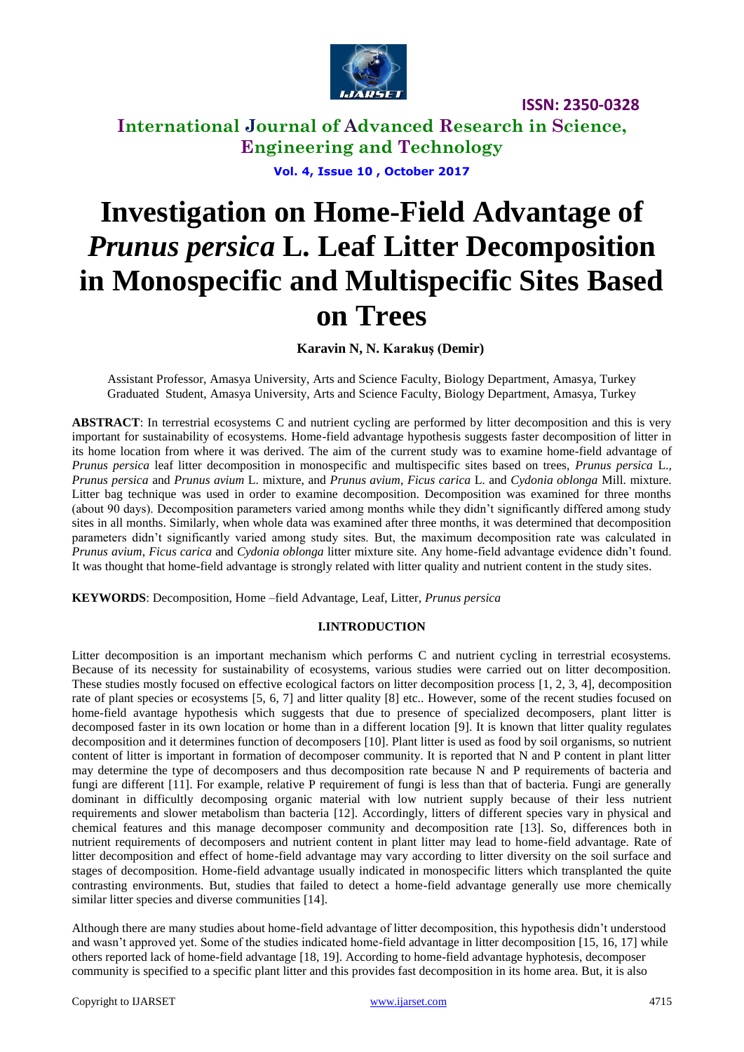# Investigation on Home-Field Advantage of *Prunus persica* L. Leaf Litter Decomposition in Monospecific and Multispecific Sites Based on Trees

**Karavin N, N. Karakuş (Demir)**

Assistant Professor, Amasya University, Arts and Science Faculty, Biology Department, Amasya, Turkey
Graduated Student, Amasya University, Arts and Science Faculty, Biology Department, Amasya, Turkey

**ABSTRACT**: In terrestrial ecosystems C and nutrient cycling are performed by litter decomposition and this is very important for sustainability of ecosystems. Home-field advantage hypothesis suggests faster decomposition of litter in its home location from where it was derived. The aim of the current study was to examine home-field advantage of *Prunus persica* leaf litter decomposition in monospecific and multispecific sites based on trees, *Prunus persica* L., *Prunus persica* and *Prunus avium* L. mixture, and *Prunus avium*, *Ficus carica* L. and *Cydonia oblonga* Mill. mixture. Litter bag technique was used in order to examine decomposition. Decomposition was examined for three months (about 90 days). Decomposition parameters varied among months while they didn't significantly differed among study sites in all months. Similarly, when whole data was examined after three months, it was determined that decomposition parameters didn't significantly varied among study sites. But, the maximum decomposition rate was calculated in *Prunus avium*, *Ficus carica* and *Cydonia oblonga* litter mixture site. Any home-field advantage evidence didn't found. It was thought that home-field advantage is strongly related with litter quality and nutrient content in the study sites.

**KEYWORDS**: Decomposition, Home –field Advantage, Leaf, Litter, *Prunus persica*

## I.INTRODUCTION

Litter decomposition is an important mechanism which performs C and nutrient cycling in terrestrial ecosystems. Because of its necessity for sustainability of ecosystems, various studies were carried out on litter decomposition. These studies mostly focused on effective ecological factors on litter decomposition process [1, 2, 3, 4], decomposition rate of plant species or ecosystems [5, 6, 7] and litter quality [8] etc.. However, some of the recent studies focused on home-field avantage hypothesis which suggests that due to presence of specialized decomposers, plant litter is decomposed faster in its own location or home than in a different location [9]. It is known that litter quality regulates decomposition and it determines function of decomposers [10]. Plant litter is used as food by soil organisms, so nutrient content of litter is important in formation of decomposer community. It is reported that N and P content in plant litter may determine the type of decomposers and thus decomposition rate because N and P requirements of bacteria and fungi are different [11]. For example, relative P requirement of fungi is less than that of bacteria. Fungi are generally dominant in difficultly decomposing organic material with low nutrient supply because of their less nutrient requirements and slower metabolism than bacteria [12]. Accordingly, litters of different species vary in physical and chemical features and this manage decomposer community and decomposition rate [13]. So, differences both in nutrient requirements of decomposers and nutrient content in plant litter may lead to home-field advantage. Rate of litter decomposition and effect of home-field advantage may vary according to litter diversity on the soil surface and stages of decomposition. Home-field advantage usually indicated in monospecific litters which transplanted the quite contrasting environments. But, studies that failed to detect a home-field advantage generally use more chemically similar litter species and diverse communities [14].

Although there are many studies about home-field advantage of litter decomposition, this hypothesis didn't understood and wasn't approved yet. Some of the studies indicated home-field advantage in litter decomposition [15, 16, 17] while others reported lack of home-field advantage [18, 19]. According to home-field advantage hyphotesis, decomposer community is specified to a specific plant litter and this provides fast decomposition in its home area. But, it is also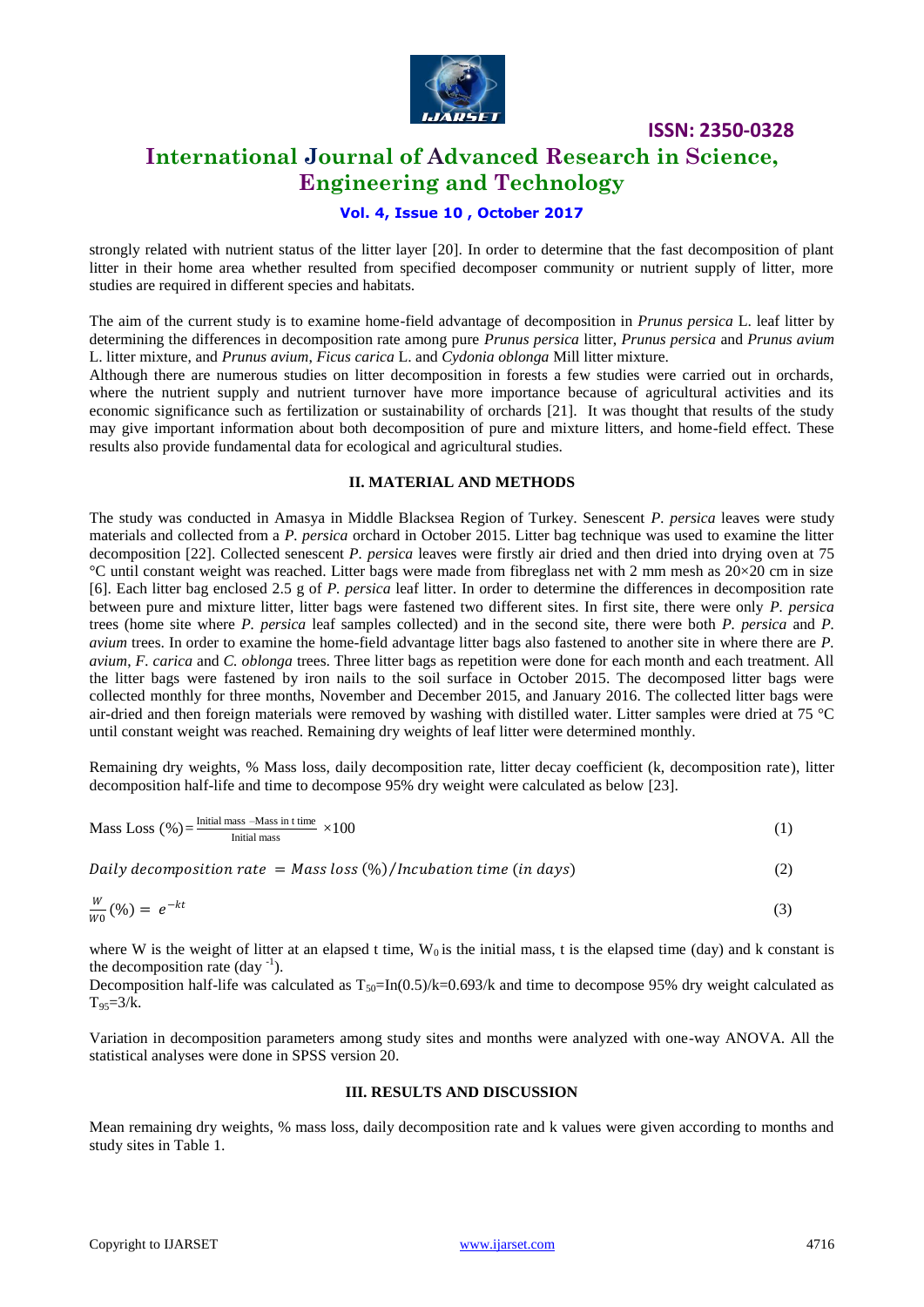strongly related with nutrient status of the litter layer [20]. In order to determine that the fast decomposition of plant litter in their home area whether resulted from specified decomposer community or nutrient supply of litter, more studies are required in different species and habitats.

The aim of the current study is to examine home-field advantage of decomposition in *Prunus persica* L. leaf litter by determining the differences in decomposition rate among pure *Prunus persica* litter, *Prunus persica* and *Prunus avium* L. litter mixture, and *Prunus avium*, *Ficus carica* L. and *Cydonia oblonga* Mill litter mixture.

Although there are numerous studies on litter decomposition in forests a few studies were carried out in orchards, where the nutrient supply and nutrient turnover have more importance because of agricultural activities and its economic significance such as fertilization or sustainability of orchards [21]. It was thought that results of the study may give important information about both decomposition of pure and mixture litters, and home-field effect. These results also provide fundamental data for ecological and agricultural studies.

## II. MATERIAL AND METHODS

The study was conducted in Amasya in Middle Blacksea Region of Turkey. Senescent *P. persica* leaves were study materials and collected from a *P. persica* orchard in October 2015. Litter bag technique was used to examine the litter decomposition [22]. Collected senescent *P. persica* leaves were firstly air dried and then dried into drying oven at 75 °C until constant weight was reached. Litter bags were made from fibreglass net with 2 mm mesh as 20×20 cm in size [6]. Each litter bag enclosed 2.5 g of *P. persica* leaf litter. In order to determine the differences in decomposition rate between pure and mixture litter, litter bags were fastened two different sites. In first site, there were only *P. persica* trees (home site where *P. persica* leaf samples collected) and in the second site, there were both *P. persica* and *P. avium* trees. In order to examine the home-field advantage litter bags also fastened to another site in where there are *P. avium*, *F. carica* and *C. oblonga* trees. Three litter bags as repetition were done for each month and each treatment. All the litter bags were fastened by iron nails to the soil surface in October 2015. The decomposed litter bags were collected monthly for three months, November and December 2015, and January 2016. The collected litter bags were air-dried and then foreign materials were removed by washing with distilled water. Litter samples were dried at 75 °C until constant weight was reached. Remaining dry weights of leaf litter were determined monthly.

Remaining dry weights, % Mass loss, daily decomposition rate, litter decay coefficient (k, decomposition rate), litter decomposition half-life and time to decompose 95% dry weight were calculated as below [23].

$$\text{Mass Loss } (\%) = \frac{\text{Initial mass} - \text{Mass in t time}}{\text{Initial mass}} \times 100 \quad (1)$$

$$\text{Daily decomposition rate} = \text{Mass loss } (\%) / \text{Incubation time (in days)} \quad (2)$$

$$\frac{W}{W0}(\%) = e^{-kt} \quad (3)$$

where W is the weight of litter at an elapsed t time, $W_0$ is the initial mass, t is the elapsed time (day) and k constant is the decomposition rate ($day^{-1}$).

Decomposition half-life was calculated as $T_{50}=\ln(0.5)/k=0.693/k$ and time to decompose 95% dry weight calculated as $T_{95}=3/k$.

Variation in decomposition parameters among study sites and months were analyzed with one-way ANOVA. All the statistical analyses were done in SPSS version 20.

## III. RESULTS AND DISCUSSION

Mean remaining dry weights, % mass loss, daily decomposition rate and k values were given according to months and study sites in Table 1.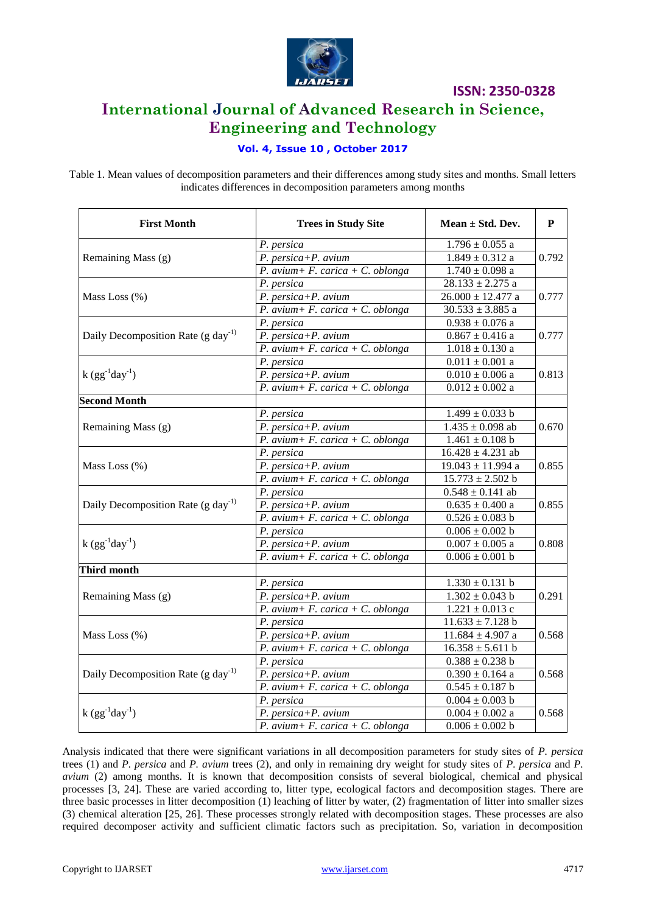Table 1. Mean values of decomposition parameters and their differences among study sites and months. Small letters indicates differences in decomposition parameters among months

| First Month | Trees in Study Site | Mean ± Std. Dev. | P |
|---|---|---|---|
| Remaining Mass (g) | *P. persica* | 1.796 ± 0.055 a | 0.792 |
| | *P. persica+P. avium* | 1.849 ± 0.312 a | |
| | *P. avium+ F. carica + C. oblonga* | 1.740 ± 0.098 a | |
| Mass Loss (%) | *P. persica* | 28.133 ± 2.275 a | 0.777 |
| | *P. persica+P. avium* | 26.000 ± 12.477 a | |
| | *P. avium+ F. carica + C. oblonga* | 30.533 ± 3.885 a | |
| Daily Decomposition Rate (g $day^{-1}$) | *P. persica* | 0.938 ± 0.076 a | 0.777 |
| | *P. persica+P. avium* | 0.867 ± 0.416 a | |
| | *P. avium+ F. carica + C. oblonga* | 1.018 ± 0.130 a | |
| k ($gg^{-1}day^{-1}$) | *P. persica* | 0.011 ± 0.001 a | 0.813 |
| | *P. persica+P. avium* | 0.010 ± 0.006 a | |
| | *P. avium+ F. carica + C. oblonga* | 0.012 ± 0.002 a | |
| **Second Month** | | | |
| Remaining Mass (g) | *P. persica* | 1.499 ± 0.033 b | 0.670 |
| | *P. persica+P. avium* | 1.435 ± 0.098 ab | |
| | *P. avium+ F. carica + C. oblonga* | 1.461 ± 0.108 b | |
| Mass Loss (%) | *P. persica* | 16.428 ± 4.231 ab | 0.855 |
| | *P. persica+P. avium* | 19.043 ± 11.994 a | |
| | *P. avium+ F. carica + C. oblonga* | 15.773 ± 2.502 b | |
| Daily Decomposition Rate (g $day^{-1}$) | *P. persica* | 0.548 ± 0.141 ab | 0.855 |
| | *P. persica+P. avium* | 0.635 ± 0.400 a | |
| | *P. avium+ F. carica + C. oblonga* | 0.526 ± 0.083 b | |
| k ($gg^{-1}day^{-1}$) | *P. persica* | 0.006 ± 0.002 b | 0.808 |
| | *P. persica+P. avium* | 0.007 ± 0.005 a | |
| | *P. avium+ F. carica + C. oblonga* | 0.006 ± 0.001 b | |
| **Third month** | | | |
| Remaining Mass (g) | *P. persica* | 1.330 ± 0.131 b | 0.291 |
| | *P. persica+P. avium* | 1.302 ± 0.043 b | |
| | *P. avium+ F. carica + C. oblonga* | 1.221 ± 0.013 c | |
| Mass Loss (%) | *P. persica* | 11.633 ± 7.128 b | 0.568 |
| | *P. persica+P. avium* | 11.684 ± 4.907 a | |
| | *P. avium+ F. carica + C. oblonga* | 16.358 ± 5.611 b | |
| Daily Decomposition Rate (g $day^{-1}$) | *P. persica* | 0.388 ± 0.238 b | 0.568 |
| | *P. persica+P. avium* | 0.390 ± 0.164 a | |
| | *P. avium+ F. carica + C. oblonga* | 0.545 ± 0.187 b | |
| k ($gg^{-1}day^{-1}$) | *P. persica* | 0.004 ± 0.003 b | 0.568 |
| | *P. persica+P. avium* | 0.004 ± 0.002 a | |
| | *P. avium+ F. carica + C. oblonga* | 0.006 ± 0.002 b | |

Analysis indicated that there were significant variations in all decomposition parameters for study sites of *P. persica* trees (1) and *P. persica* and *P. avium* trees (2), and only in remaining dry weight for study sites of *P. persica* and *P. avium* (2) among months. It is known that decomposition consists of several biological, chemical and physical processes [3, 24]. These are varied according to, litter type, ecological factors and decomposition stages. There are three basic processes in litter decomposition (1) leaching of litter by water, (2) fragmentation of litter into smaller sizes (3) chemical alteration [25, 26]. These processes strongly related with decomposition stages. These processes are also required decomposer activity and sufficient climatic factors such as precipitation. So, variation in decomposition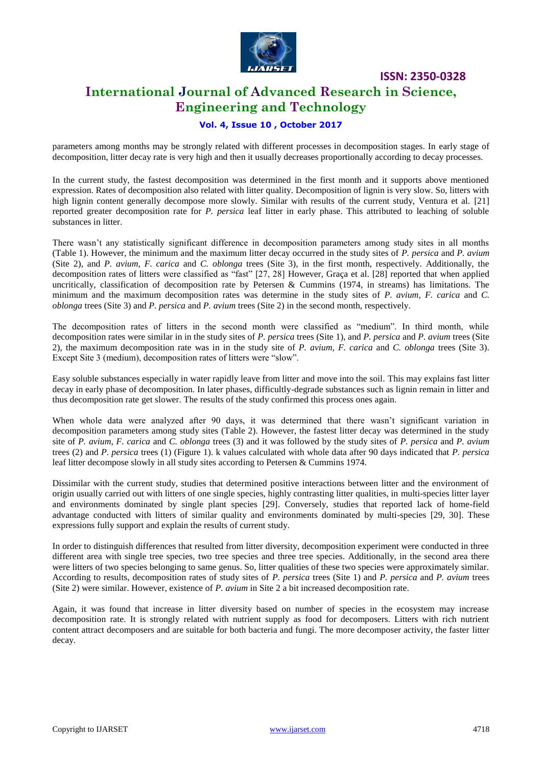parameters among months may be strongly related with different processes in decomposition stages. In early stage of decomposition, litter decay rate is very high and then it usually decreases proportionally according to decay processes.

In the current study, the fastest decomposition was determined in the first month and it supports above mentioned expression. Rates of decomposition also related with litter quality. Decomposition of lignin is very slow. So, litters with high lignin content generally decompose more slowly. Similar with results of the current study, Ventura et al. [21] reported greater decomposition rate for *P. persica* leaf litter in early phase. This attributed to leaching of soluble substances in litter.

There wasn't any statistically significant difference in decomposition parameters among study sites in all months (Table 1). However, the minimum and the maximum litter decay occurred in the study sites of *P. persica* and *P. avium* (Site 2), and *P. avium, F. carica* and *C. oblonga* trees (Site 3), in the first month, respectively. Additionally, the decomposition rates of litters were classified as "fast" [27, 28] However, Graça et al. [28] reported that when applied uncritically, classification of decomposition rate by Petersen & Cummins (1974, in streams) has limitations. The minimum and the maximum decomposition rates was determine in the study sites of *P. avium, F. carica* and *C. oblonga* trees (Site 3) and *P. persica* and *P. avium* trees (Site 2) in the second month, respectively.

The decomposition rates of litters in the second month were classified as "medium". In third month, while decomposition rates were similar in in the study sites of *P. persica* trees (Site 1), and *P. persica* and *P. avium* trees (Site 2), the maximum decomposition rate was in in the study site of *P. avium, F. carica* and *C. oblonga* trees (Site 3). Except Site 3 (medium), decomposition rates of litters were "slow".

Easy soluble substances especially in water rapidly leave from litter and move into the soil. This may explains fast litter decay in early phase of decomposition. In later phases, difficultly-degrade substances such as lignin remain in litter and thus decomposition rate get slower. The results of the study confirmed this process ones again.

When whole data were analyzed after 90 days, it was determined that there wasn't significant variation in decomposition parameters among study sites (Table 2). However, the fastest litter decay was determined in the study site of *P. avium, F. carica* and *C. oblonga* trees (3) and it was followed by the study sites of *P. persica* and *P. avium* trees (2) and *P. persica* trees (1) (Figure 1). k values calculated with whole data after 90 days indicated that *P. persica* leaf litter decompose slowly in all study sites according to Petersen & Cummins 1974.

Dissimilar with the current study, studies that determined positive interactions between litter and the environment of origin usually carried out with litters of one single species, highly contrasting litter qualities, in multi-species litter layer and environments dominated by single plant species [29]. Conversely, studies that reported lack of home-field advantage conducted with litters of similar quality and environments dominated by multi-species [29, 30]. These expressions fully support and explain the results of current study.

In order to distinguish differences that resulted from litter diversity, decomposition experiment were conducted in three different area with single tree species, two tree species and three tree species. Additionally, in the second area there were litters of two species belonging to same genus. So, litter qualities of these two species were approximately similar. According to results, decomposition rates of study sites of *P. persica* trees (Site 1) and *P. persica* and *P. avium* trees (Site 2) were similar. However, existence of *P. avium* in Site 2 a bit increased decomposition rate.

Again, it was found that increase in litter diversity based on number of species in the ecosystem may increase decomposition rate. It is strongly related with nutrient supply as food for decomposers. Litters with rich nutrient content attract decomposers and are suitable for both bacteria and fungi. The more decomposer activity, the faster litter decay.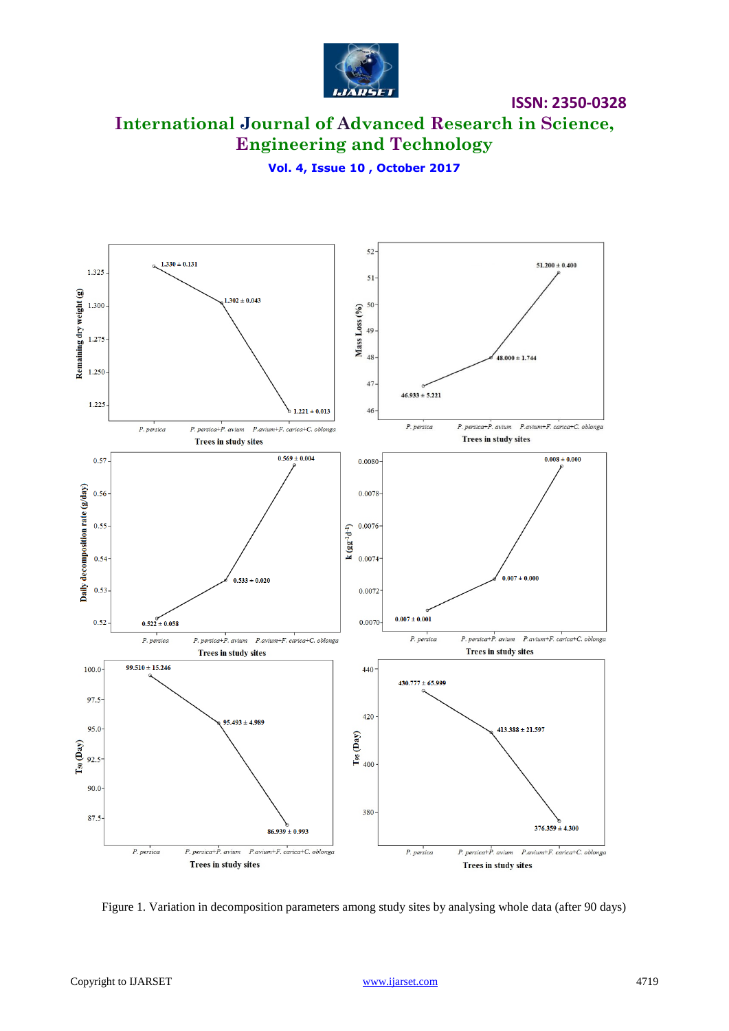Figure 1. Variation in decomposition parameters among study sites by analysing whole data (after 90 days)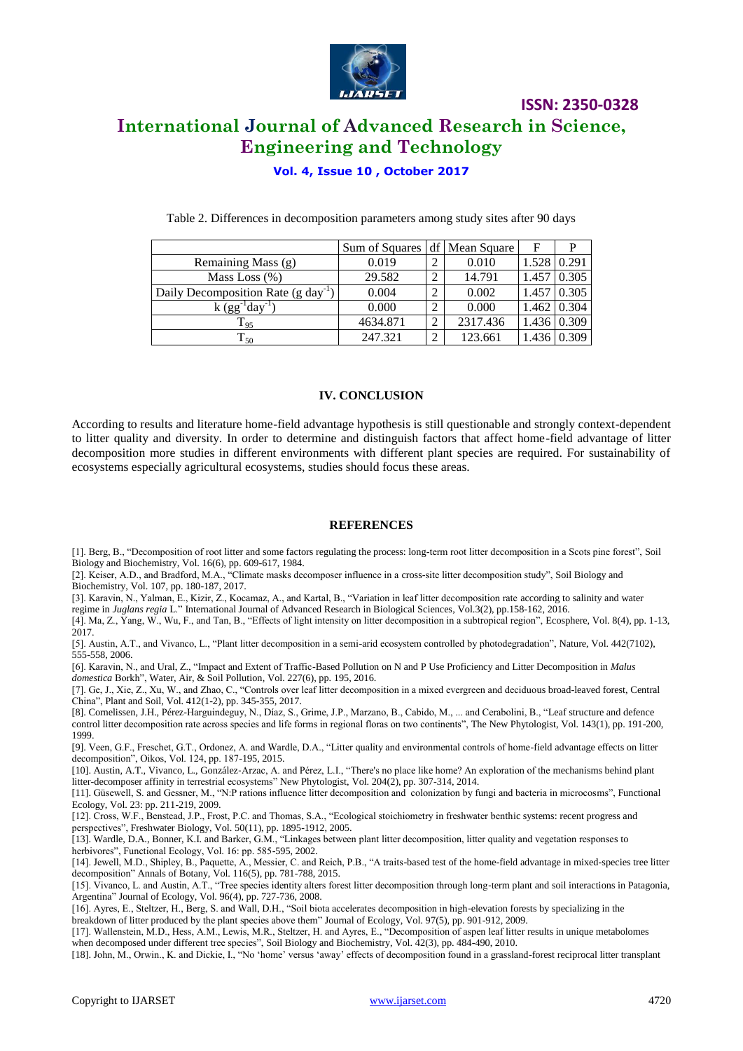Table 2. Differences in decomposition parameters among study sites after 90 days

| | Sum of Squares | df | Mean Square | F | P |
|---|---|---|---|---|---|
| Remaining Mass (g) | 0.019 | 2 | 0.010 | 1.528 | 0.291 |
| Mass Loss (%) | 29.582 | 2 | 14.791 | 1.457 | 0.305 |
| Daily Decomposition Rate (g $day^{-1}$) | 0.004 | 2 | 0.002 | 1.457 | 0.305 |
| k ($gg^{-1}day^{-1}$) | 0.000 | 2 | 0.000 | 1.462 | 0.304 |
| $T_{95}$ | 4634.871 | 2 | 2317.436 | 1.436 | 0.309 |
| $T_{50}$ | 247.321 | 2 | 123.661 | 1.436 | 0.309 |

## IV. CONCLUSION

According to results and literature home-field advantage hypothesis is still questionable and strongly context-dependent to litter quality and diversity. In order to determine and distinguish factors that affect home-field advantage of litter decomposition more studies in different environments with different plant species are required. For sustainability of ecosystems especially agricultural ecosystems, studies should focus these areas.

## REFERENCES

[1]. Berg, B., "Decomposition of root litter and some factors regulating the process: long-term root litter decomposition in a Scots pine forest", Soil Biology and Biochemistry, Vol. 16(6), pp. 609-617, 1984.

[2]. Keiser, A.D., and Bradford, M.A., "Climate masks decomposer influence in a cross-site litter decomposition study", Soil Biology and Biochemistry, Vol. 107, pp. 180-187, 2017.

[3]. Karavin, N., Yalman, E., Kizir, Z., Kocamaz, A., and Kartal, B., "Variation in leaf litter decomposition rate according to salinity and water regime in *Juglans regia* L." International Journal of Advanced Research in Biological Sciences, Vol.3(2), pp.158-162, 2016.

[4]. Ma, Z., Yang, W., Wu, F., and Tan, B., "Effects of light intensity on litter decomposition in a subtropical region", Ecosphere, Vol. 8(4), pp. 1-13, 2017.

[5]. Austin, A.T., and Vivanco, L., "Plant litter decomposition in a semi-arid ecosystem controlled by photodegradation", Nature, Vol. 442(7102), 555-558, 2006.

[6]. Karavin, N., and Ural, Z., "Impact and Extent of Traffic-Based Pollution on N and P Use Proficiency and Litter Decomposition in *Malus domestica* Borkh", Water, Air, & Soil Pollution, Vol. 227(6), pp. 195, 2016.

[7]. Ge, J., Xie, Z., Xu, W., and Zhao, C., "Controls over leaf litter decomposition in a mixed evergreen and deciduous broad-leaved forest, Central China", Plant and Soil, Vol. 412(1-2), pp. 345-355, 2017.

[8]. Cornelissen, J.H., Pérez-Harguindeguy, N., Díaz, S., Grime, J.P., Marzano, B., Cabido, M., ... and Cerabolini, B., "Leaf structure and defence control litter decomposition rate across species and life forms in regional floras on two continents", The New Phytologist, Vol. 143(1), pp. 191-200, 1999.

[9]. Veen, G.F., Freschet, G.T., Ordonez, A. and Wardle, D.A., "Litter quality and environmental controls of home-field advantage effects on litter decomposition", Oikos, Vol. 124, pp. 187-195, 2015.

[10]. Austin, A.T., Vivanco, L., González-Arzac, A. and Pérez, L.I., "There's no place like home? An exploration of the mechanisms behind plant litter-decomposer affinity in terrestrial ecosystems" New Phytologist, Vol. 204(2), pp. 307-314, 2014.

[11]. Güsewell, S. and Gessner, M., "N:P rations influence litter decomposition and colonization by fungi and bacteria in microcosms", Functional Ecology, Vol. 23: pp. 211-219, 2009.

[12]. Cross, W.F., Benstead, J.P., Frost, P.C. and Thomas, S.A., "Ecological stoichiometry in freshwater benthic systems: recent progress and perspectives", Freshwater Biology, Vol. 50(11), pp. 1895-1912, 2005.

[13]. Wardle, D.A., Bonner, K.I. and Barker, G.M., "Linkages between plant litter decomposition, litter quality and vegetation responses to herbivores", Functional Ecology, Vol. 16: pp. 585-595, 2002.

[14]. Jewell, M.D., Shipley, B., Paquette, A., Messier, C. and Reich, P.B., "A traits-based test of the home-field advantage in mixed-species tree litter decomposition" Annals of Botany, Vol. 116(5), pp. 781-788, 2015.

[15]. Vivanco, L. and Austin, A.T., "Tree species identity alters forest litter decomposition through long-term plant and soil interactions in Patagonia, Argentina" Journal of Ecology, Vol. 96(4), pp. 727-736, 2008.

[16]. Ayres, E., Steltzer, H., Berg, S. and Wall, D.H., "Soil biota accelerates decomposition in high-elevation forests by specializing in the breakdown of litter produced by the plant species above them" Journal of Ecology, Vol. 97(5), pp. 901-912, 2009.

[17]. Wallenstein, M.D., Hess, A.M., Lewis, M.R., Steltzer, H. and Ayres, E., "Decomposition of aspen leaf litter results in unique metabolomes when decomposed under different tree species", Soil Biology and Biochemistry, Vol. 42(3), pp. 484-490, 2010.

[18]. John, M., Orwin., K. and Dickie, I., "No 'home' versus 'away' effects of decomposition found in a grassland-forest reciprocal litter transplant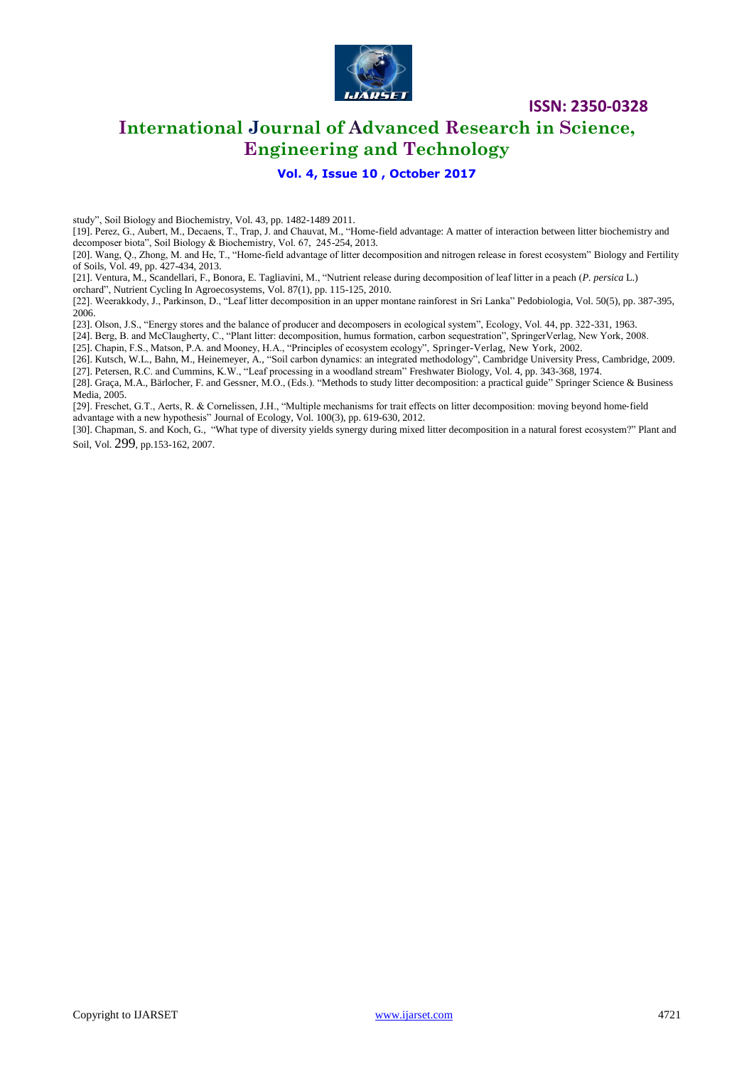study", Soil Biology and Biochemistry, Vol. 43, pp. 1482-1489 2011.

[19]. Perez, G., Aubert, M., Decaens, T., Trap, J. and Chauvat, M., "Home-field advantage: A matter of interaction between litter biochemistry and decomposer biota", Soil Biology & Biochemistry, Vol. 67, 245-254, 2013.

[20]. Wang, Q., Zhong, M. and He, T., "Home-field advantage of litter decomposition and nitrogen release in forest ecosystem" Biology and Fertility of Soils, Vol. 49, pp. 427-434, 2013.

[21]. Ventura, M., Scandellari, F., Bonora, E. Tagliavini, M., "Nutrient release during decomposition of leaf litter in a peach (*P. persica* L.) orchard", Nutrient Cycling In Agroecosystems, Vol. 87(1), pp. 115-125, 2010.

[22]. Weerakkody, J., Parkinson, D., "Leaf litter decomposition in an upper montane rainforest in Sri Lanka" Pedobiologia, Vol. 50(5), pp. 387-395, 2006.

[23]. Olson, J.S., "Energy stores and the balance of producer and decomposers in ecological system", Ecology, Vol. 44, pp. 322-331, 1963.

[24]. Berg, B. and McClaugherty, C., "Plant litter: decomposition, humus formation, carbon sequestration", SpringerVerlag, New York, 2008.

[25]. Chapin, F.S., Matson, P.A. and Mooney, H.A., "Principles of ecosystem ecology", Springer-Verlag, New York, 2002.

[26]. Kutsch, W.L., Bahn, M., Heinemeyer, A., "Soil carbon dynamics: an integrated methodology", Cambridge University Press, Cambridge, 2009.

[27]. Petersen, R.C. and Cummins, K.W., "Leaf processing in a woodland stream" Freshwater Biology, Vol. 4, pp. 343-368, 1974.

[28]. Graça, M.A., Bärlocher, F. and Gessner, M.O., (Eds.). "Methods to study litter decomposition: a practical guide" Springer Science & Business Media, 2005.

[29]. Freschet, G.T., Aerts, R. & Cornelissen, J.H., "Multiple mechanisms for trait effects on litter decomposition: moving beyond home-field advantage with a new hypothesis" Journal of Ecology, Vol. 100(3), pp. 619-630, 2012.

[30]. Chapman, S. and Koch, G., "What type of diversity yields synergy during mixed litter decomposition in a natural forest ecosystem?" Plant and Soil, Vol. 299, pp.153-162, 2007.